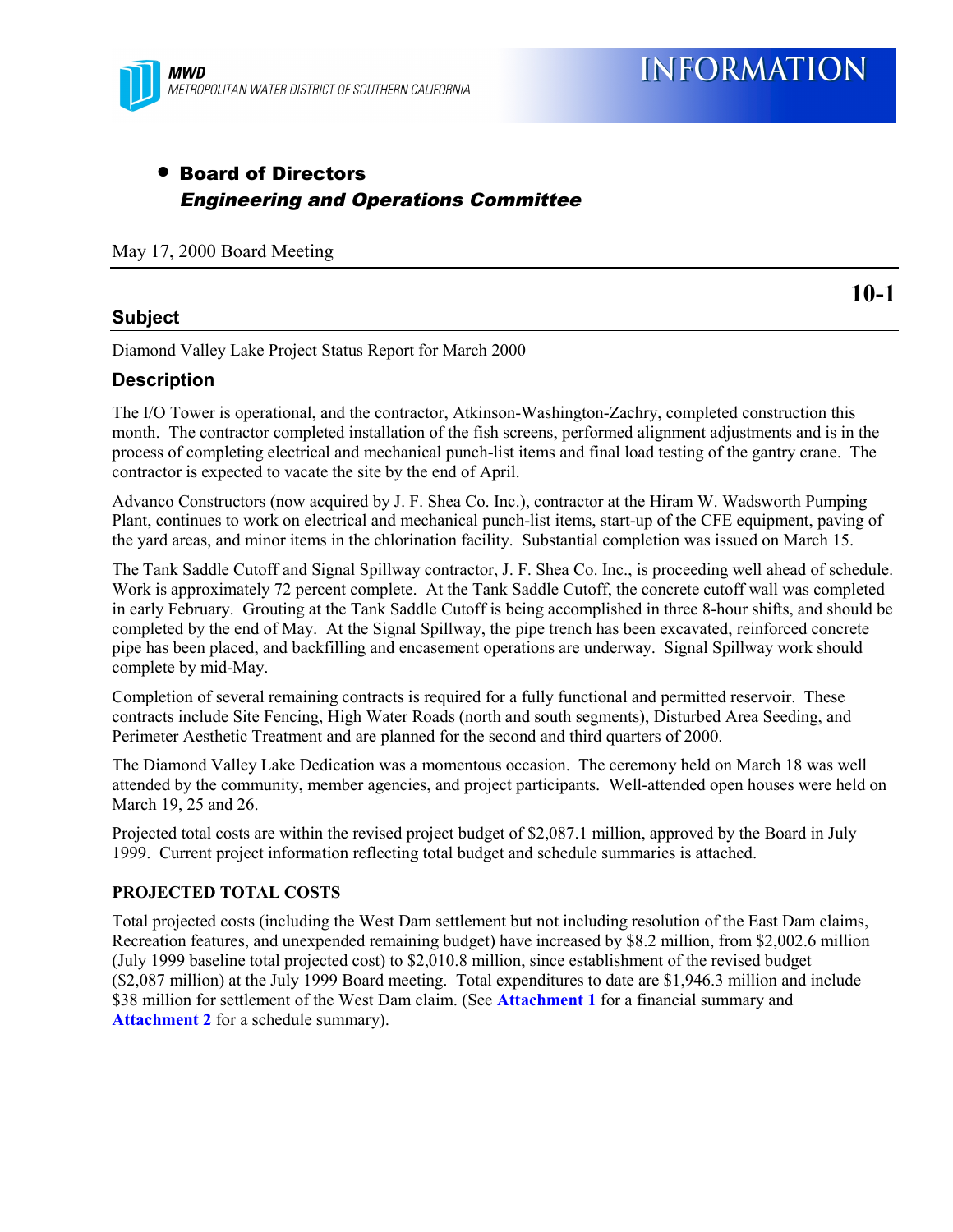MWD
METROPOLITAN WATER DISTRICT OF SOUTHERN CALIFORNIA

# INFORMATION

- **Board of Directors**
  ***Engineering and Operations Committee***

May 17, 2000 Board Meeting

**10-1**

## Subject

Diamond Valley Lake Project Status Report for March 2000

## Description

The I/O Tower is operational, and the contractor, Atkinson-Washington-Zachry, completed construction this month. The contractor completed installation of the fish screens, performed alignment adjustments and is in the process of completing electrical and mechanical punch-list items and final load testing of the gantry crane. The contractor is expected to vacate the site by the end of April.

Advanco Constructors (now acquired by J. F. Shea Co. Inc.), contractor at the Hiram W. Wadsworth Pumping Plant, continues to work on electrical and mechanical punch-list items, start-up of the CFE equipment, paving of the yard areas, and minor items in the chlorination facility. Substantial completion was issued on March 15.

The Tank Saddle Cutoff and Signal Spillway contractor, J. F. Shea Co. Inc., is proceeding well ahead of schedule. Work is approximately 72 percent complete. At the Tank Saddle Cutoff, the concrete cutoff wall was completed in early February. Grouting at the Tank Saddle Cutoff is being accomplished in three 8-hour shifts, and should be completed by the end of May. At the Signal Spillway, the pipe trench has been excavated, reinforced concrete pipe has been placed, and backfilling and encasement operations are underway. Signal Spillway work should complete by mid-May.

Completion of several remaining contracts is required for a fully functional and permitted reservoir. These contracts include Site Fencing, High Water Roads (north and south segments), Disturbed Area Seeding, and Perimeter Aesthetic Treatment and are planned for the second and third quarters of 2000.

The Diamond Valley Lake Dedication was a momentous occasion. The ceremony held on March 18 was well attended by the community, member agencies, and project participants. Well-attended open houses were held on March 19, 25 and 26.

Projected total costs are within the revised project budget of $2,087.1 million, approved by the Board in July 1999. Current project information reflecting total budget and schedule summaries is attached.

### PROJECTED TOTAL COSTS

Total projected costs (including the West Dam settlement but not including resolution of the East Dam claims, Recreation features, and unexpended remaining budget) have increased by $8.2 million, from $2,002.6 million (July 1999 baseline total projected cost) to $2,010.8 million, since establishment of the revised budget ($2,087 million) at the July 1999 Board meeting. Total expenditures to date are $1,946.3 million and include $38 million for settlement of the West Dam claim. (See **Attachment 1** for a financial summary and **Attachment 2** for a schedule summary).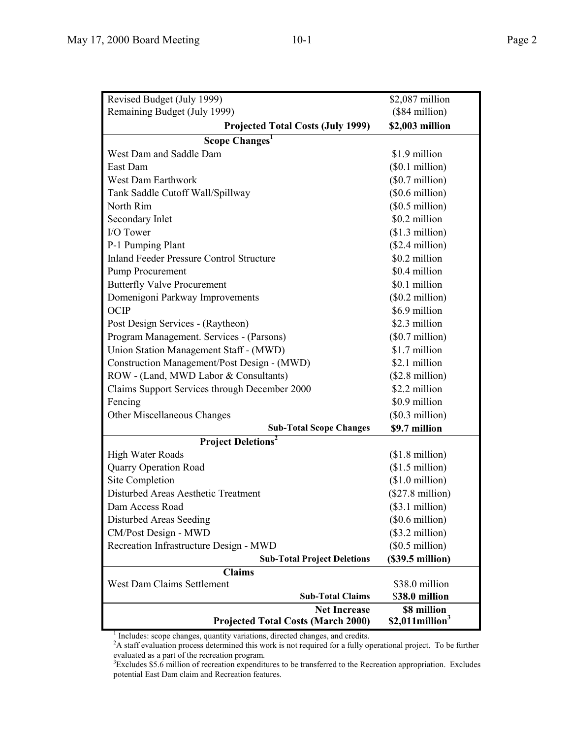| | |
|---|---|
| Revised Budget (July 1999) | $2,087 million |
| Remaining Budget (July 1999) | ($84 million) |
| **Projected Total Costs (July 1999)** | **$2,003 million** |
| **Scope Changes[1]** | |
| West Dam and Saddle Dam | $1.9 million |
| East Dam | ($0.1 million) |
| West Dam Earthwork | ($0.7 million) |
| Tank Saddle Cutoff Wall/Spillway | ($0.6 million) |
| North Rim | ($0.5 million) |
| Secondary Inlet | $0.2 million |
| I/O Tower | ($1.3 million) |
| P-1 Pumping Plant | ($2.4 million) |
| Inland Feeder Pressure Control Structure | $0.2 million |
| Pump Procurement | $0.4 million |
| Butterfly Valve Procurement | $0.1 million |
| Domenigoni Parkway Improvements | ($0.2 million) |
| OCIP | $6.9 million |
| Post Design Services - (Raytheon) | $2.3 million |
| Program Management. Services - (Parsons) | ($0.7 million) |
| Union Station Management Staff - (MWD) | $1.7 million |
| Construction Management/Post Design - (MWD) | $2.1 million |
| ROW - (Land, MWD Labor & Consultants) | ($2.8 million) |
| Claims Support Services through December 2000 | $2.2 million |
| Fencing | $0.9 million |
| Other Miscellaneous Changes | ($0.3 million) |
| **Sub-Total Scope Changes** | **$9.7 million** |
| **Project Deletions[2]** | |
| High Water Roads | ($1.8 million) |
| Quarry Operation Road | ($1.5 million) |
| Site Completion | ($1.0 million) |
| Disturbed Areas Aesthetic Treatment | ($27.8 million) |
| Dam Access Road | ($3.1 million) |
| Disturbed Areas Seeding | ($0.6 million) |
| CM/Post Design - MWD | ($3.2 million) |
| Recreation Infrastructure Design - MWD | ($0.5 million) |
| **Sub-Total Project Deletions** | **($39.5 million)** |
| **Claims** | |
| West Dam Claims Settlement | $38.0 million |
| **Sub-Total Claims** | **$38.0 million** |
| **Net Increase** | **$8 million** |
| **Projected Total Costs (March 2000)** | **$2,011million[3]** |

[1] Includes: scope changes, quantity variations, directed changes, and credits.
[2] A staff evaluation process determined this work is not required for a fully operational project. To be further evaluated as a part of the recreation program.
[3] Excludes $5.6 million of recreation expenditures to be transferred to the Recreation appropriation. Excludes potential East Dam claim and Recreation features.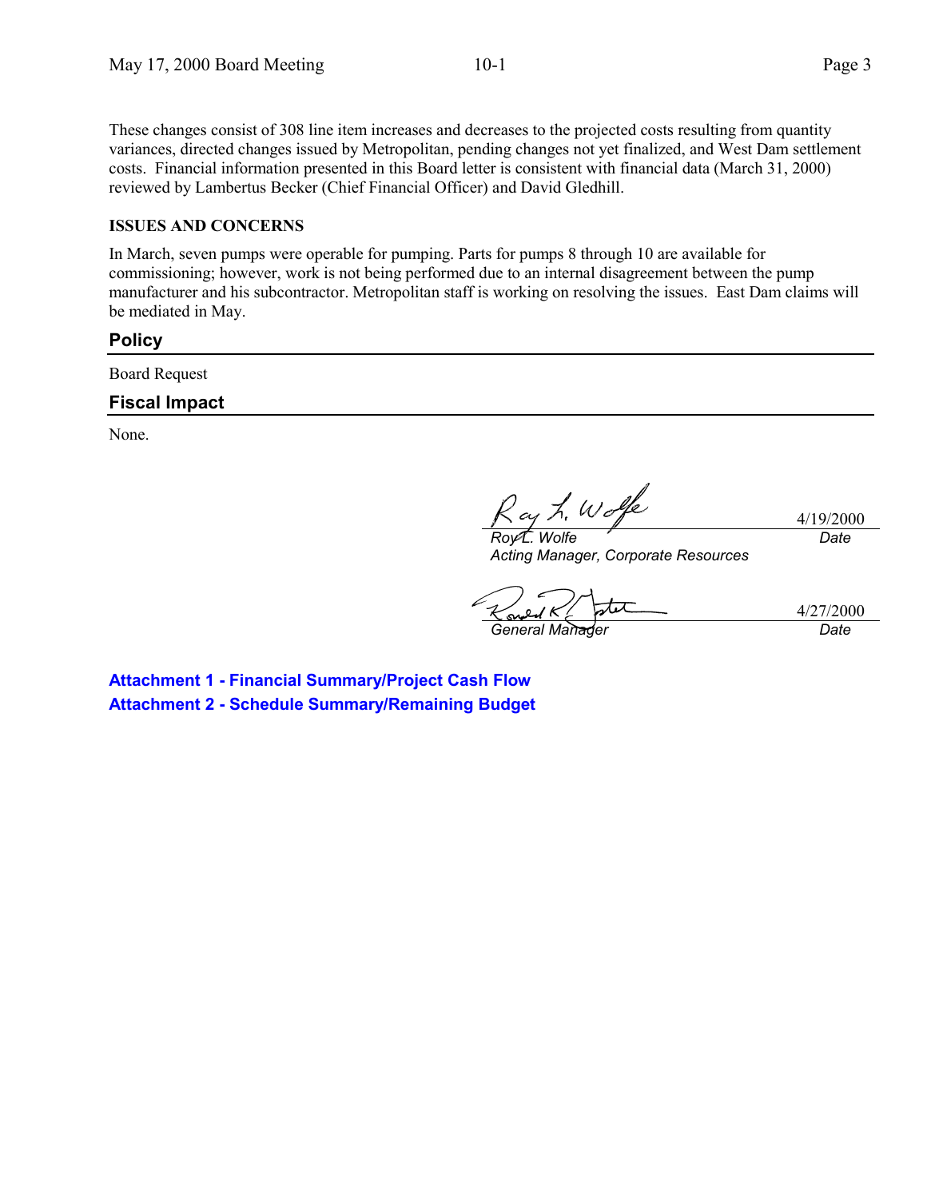These changes consist of 308 line item increases and decreases to the projected costs resulting from quantity variances, directed changes issued by Metropolitan, pending changes not yet finalized, and West Dam settlement costs. Financial information presented in this Board letter is consistent with financial data (March 31, 2000) reviewed by Lambertus Becker (Chief Financial Officer) and David Gledhill.

**ISSUES AND CONCERNS**

In March, seven pumps were operable for pumping. Parts for pumps 8 through 10 are available for commissioning; however, work is not being performed due to an internal disagreement between the pump manufacturer and his subcontractor. Metropolitan staff is working on resolving the issues. East Dam claims will be mediated in May.

## Policy

Board Request

## Fiscal Impact

None.

| | |
|---|---|
| Roy L. Wolfe | 4/19/2000 |
| *Roy L. Wolfe*<br>*Acting Manager, Corporate Resources* | *Date* |

| | |
|---|---|
| Ronald R. Gastelum | 4/27/2000 |
| *General Manager* | *Date* |

**Attachment 1 - Financial Summary/Project Cash Flow**
**Attachment 2 - Schedule Summary/Remaining Budget**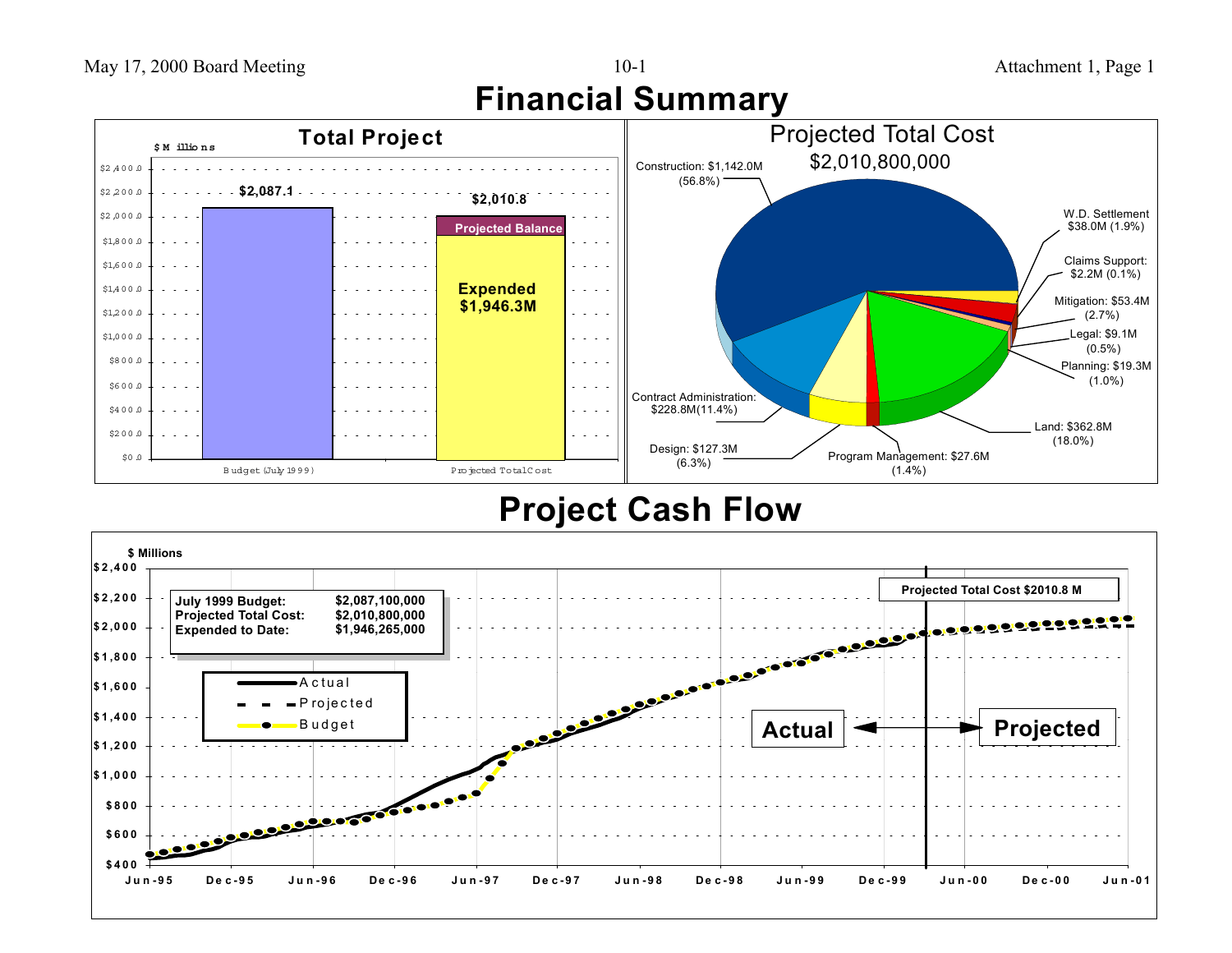# Financial Summary

## Total Project

$ Millions

| | Budget (July 1999) | Projected Total Cost |
|---|---|---|
| Total | $2,087.1 | $2,010.8 |
| Expended | | $1,946.3M |
| Projected Balance | | |

## Projected Total Cost

$2,010,800,000

- Construction: $1,142.0M (56.8%)
- W.D. Settlement $38.0M (1.9%)
- Claims Support: $2.2M (0.1%)
- Mitigation: $53.4M (2.7%)
- Legal: $9.1M (0.5%)
- Planning: $19.3M (1.0%)
- Land: $362.8M (18.0%)
- Program Management: $27.6M (1.4%)
- Design: $127.3M (6.3%)
- Contract Administration: $228.8M(11.4%)

# Project Cash Flow

$ Millions

| | |
|---|---|
| **July 1999 Budget:** | **$2,087,100,000** |
| **Projected Total Cost:** | **$2,010,800,000** |
| **Expended to Date:** | **$1,946,265,000** |

Legend: Actual, Projected, Budget

Projected Total Cost $2010.8 M

Actual ⟷ Projected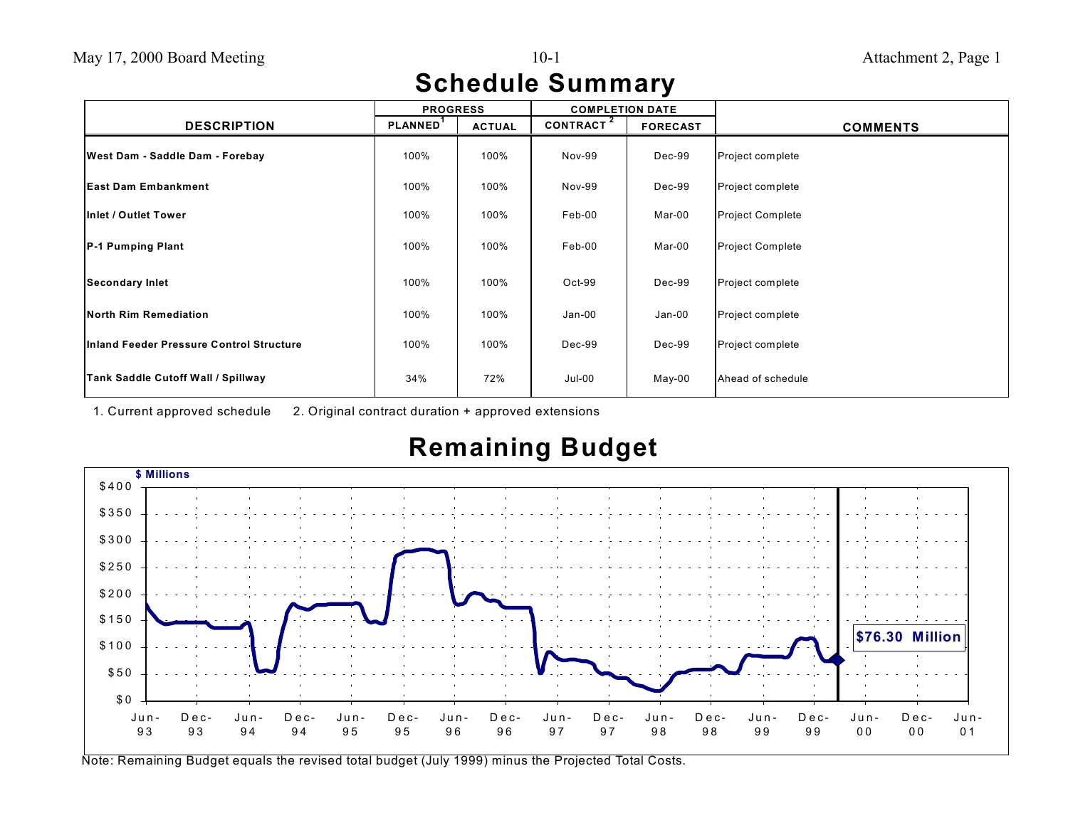# Schedule Summary

| DESCRIPTION | PROGRESS | | COMPLETION DATE | | COMMENTS |
|---|---|---|---|---|---|
| | PLANNED[1] | ACTUAL | CONTRACT[2] | FORECAST | |
| **West Dam - Saddle Dam - Forebay** | 100% | 100% | Nov-99 | Dec-99 | Project complete |
| **East Dam Embankment** | 100% | 100% | Nov-99 | Dec-99 | Project complete |
| **Inlet / Outlet Tower** | 100% | 100% | Feb-00 | Mar-00 | Project Complete |
| **P-1 Pumping Plant** | 100% | 100% | Feb-00 | Mar-00 | Project Complete |
| **Secondary Inlet** | 100% | 100% | Oct-99 | Dec-99 | Project complete |
| **North Rim Remediation** | 100% | 100% | Jan-00 | Jan-00 | Project complete |
| **Inland Feeder Pressure Control Structure** | 100% | 100% | Dec-99 | Dec-99 | Project complete |
| **Tank Saddle Cutoff Wall / Spillway** | 34% | 72% | Jul-00 | May-00 | Ahead of schedule |

1. Current approved schedule 2. Original contract duration + approved extensions

# Remaining Budget

$ Millions

$400
$350
$300
$250
$200
$150
$100
$50
$0

Jun-93, Dec-93, Jun-94, Dec-94, Jun-95, Dec-95, Jun-96, Dec-96, Jun-97, Dec-97, Jun-98, Dec-98, Jun-99, Dec-99, Jun-00, Dec-00, Jun-01

$76.30 Million

Note: Remaining Budget equals the revised total budget (July 1999) minus the Projected Total Costs.